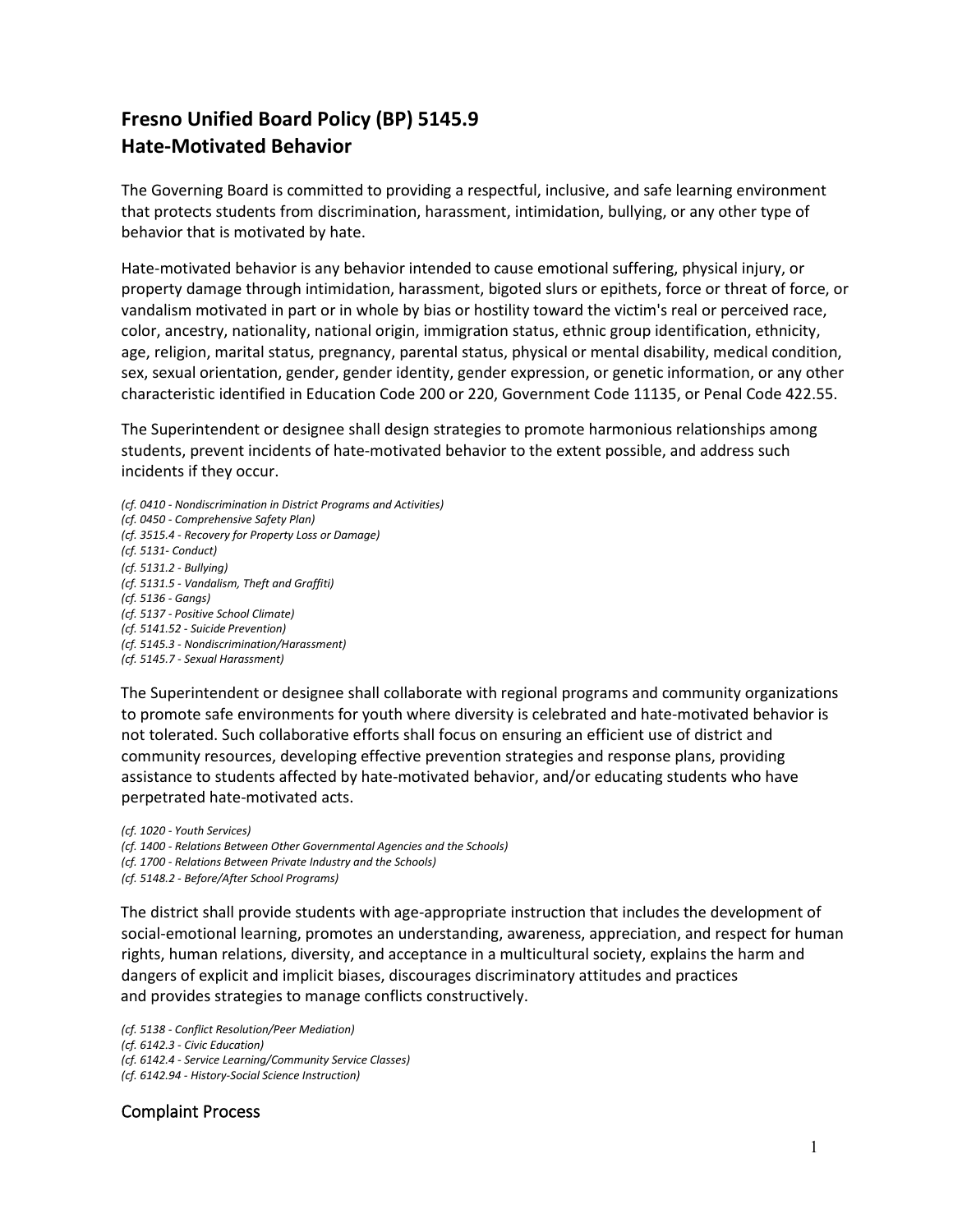# Fresno Unified Board Policy (BP) 5145.9
# Hate-Motivated Behavior

The Governing Board is committed to providing a respectful, inclusive, and safe learning environment that protects students from discrimination, harassment, intimidation, bullying, or any other type of behavior that is motivated by hate.

Hate-motivated behavior is any behavior intended to cause emotional suffering, physical injury, or property damage through intimidation, harassment, bigoted slurs or epithets, force or threat of force, or vandalism motivated in part or in whole by bias or hostility toward the victim's real or perceived race, color, ancestry, nationality, national origin, immigration status, ethnic group identification, ethnicity, age, religion, marital status, pregnancy, parental status, physical or mental disability, medical condition, sex, sexual orientation, gender, gender identity, gender expression, or genetic information, or any other characteristic identified in Education Code 200 or 220, Government Code 11135, or Penal Code 422.55.

The Superintendent or designee shall design strategies to promote harmonious relationships among students, prevent incidents of hate-motivated behavior to the extent possible, and address such incidents if they occur.

*(cf. 0410 - Nondiscrimination in District Programs and Activities)*
*(cf. 0450 - Comprehensive Safety Plan)*
*(cf. 3515.4 - Recovery for Property Loss or Damage)*
*(cf. 5131- Conduct)*
*(cf. 5131.2 - Bullying)*
*(cf. 5131.5 - Vandalism, Theft and Graffiti)*
*(cf. 5136 - Gangs)*
*(cf. 5137 - Positive School Climate)*
*(cf. 5141.52 - Suicide Prevention)*
*(cf. 5145.3 - Nondiscrimination/Harassment)*
*(cf. 5145.7 - Sexual Harassment)*

The Superintendent or designee shall collaborate with regional programs and community organizations to promote safe environments for youth where diversity is celebrated and hate-motivated behavior is not tolerated. Such collaborative efforts shall focus on ensuring an efficient use of district and community resources, developing effective prevention strategies and response plans, providing assistance to students affected by hate-motivated behavior, and/or educating students who have perpetrated hate-motivated acts.

*(cf. 1020 - Youth Services)*
*(cf. 1400 - Relations Between Other Governmental Agencies and the Schools)*
*(cf. 1700 - Relations Between Private Industry and the Schools)*
*(cf. 5148.2 - Before/After School Programs)*

The district shall provide students with age-appropriate instruction that includes the development of social-emotional learning, promotes an understanding, awareness, appreciation, and respect for human rights, human relations, diversity, and acceptance in a multicultural society, explains the harm and dangers of explicit and implicit biases, discourages discriminatory attitudes and practices and provides strategies to manage conflicts constructively.

*(cf. 5138 - Conflict Resolution/Peer Mediation)*
*(cf. 6142.3 - Civic Education)*
*(cf. 6142.4 - Service Learning/Community Service Classes)*
*(cf. 6142.94 - History-Social Science Instruction)*

## Complaint Process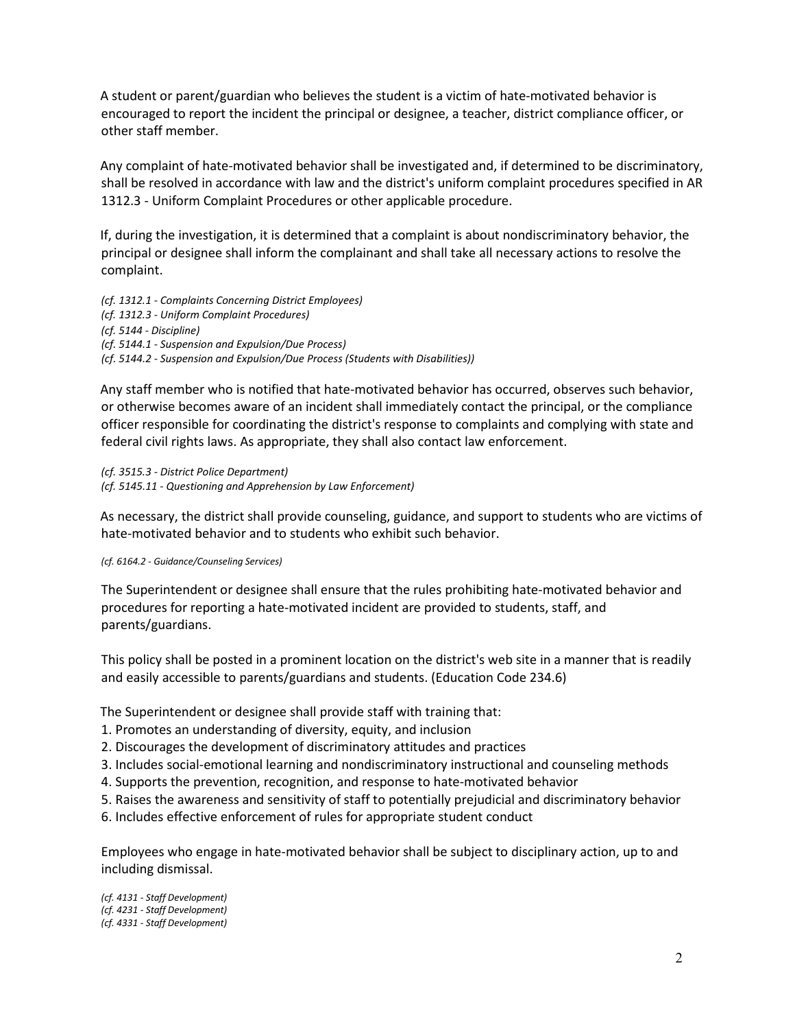A student or parent/guardian who believes the student is a victim of hate-motivated behavior is encouraged to report the incident the principal or designee, a teacher, district compliance officer, or other staff member.

Any complaint of hate-motivated behavior shall be investigated and, if determined to be discriminatory, shall be resolved in accordance with law and the district's uniform complaint procedures specified in AR 1312.3 - Uniform Complaint Procedures or other applicable procedure.

If, during the investigation, it is determined that a complaint is about nondiscriminatory behavior, the principal or designee shall inform the complainant and shall take all necessary actions to resolve the complaint.

*(cf. 1312.1 - Complaints Concerning District Employees)*
*(cf. 1312.3 - Uniform Complaint Procedures)*
*(cf. 5144 - Discipline)*
*(cf. 5144.1 - Suspension and Expulsion/Due Process)*
*(cf. 5144.2 - Suspension and Expulsion/Due Process (Students with Disabilities))*

Any staff member who is notified that hate-motivated behavior has occurred, observes such behavior, or otherwise becomes aware of an incident shall immediately contact the principal, or the compliance officer responsible for coordinating the district's response to complaints and complying with state and federal civil rights laws. As appropriate, they shall also contact law enforcement.

*(cf. 3515.3 - District Police Department)*
*(cf. 5145.11 - Questioning and Apprehension by Law Enforcement)*

As necessary, the district shall provide counseling, guidance, and support to students who are victims of hate-motivated behavior and to students who exhibit such behavior.

*(cf. 6164.2 - Guidance/Counseling Services)*

The Superintendent or designee shall ensure that the rules prohibiting hate-motivated behavior and procedures for reporting a hate-motivated incident are provided to students, staff, and parents/guardians.

This policy shall be posted in a prominent location on the district's web site in a manner that is readily and easily accessible to parents/guardians and students. (Education Code 234.6)

The Superintendent or designee shall provide staff with training that:
1. Promotes an understanding of diversity, equity, and inclusion
2. Discourages the development of discriminatory attitudes and practices
3. Includes social-emotional learning and nondiscriminatory instructional and counseling methods
4. Supports the prevention, recognition, and response to hate-motivated behavior
5. Raises the awareness and sensitivity of staff to potentially prejudicial and discriminatory behavior
6. Includes effective enforcement of rules for appropriate student conduct

Employees who engage in hate-motivated behavior shall be subject to disciplinary action, up to and including dismissal.

*(cf. 4131 - Staff Development)*
*(cf. 4231 - Staff Development)*
*(cf. 4331 - Staff Development)*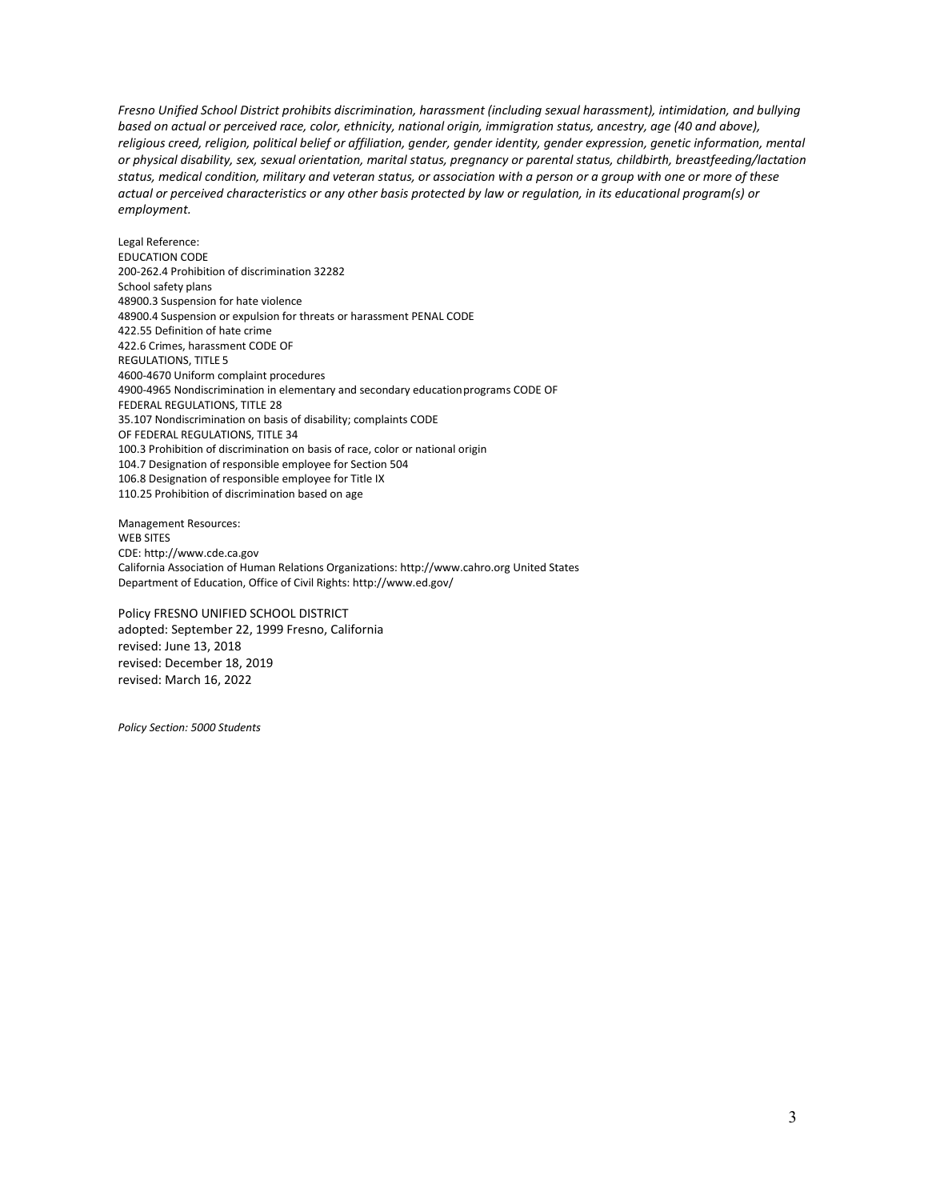*Fresno Unified School District prohibits discrimination, harassment (including sexual harassment), intimidation, and bullying based on actual or perceived race, color, ethnicity, national origin, immigration status, ancestry, age (40 and above), religious creed, religion, political belief or affiliation, gender, gender identity, gender expression, genetic information, mental or physical disability, sex, sexual orientation, marital status, pregnancy or parental status, childbirth, breastfeeding/lactation status, medical condition, military and veteran status, or association with a person or a group with one or more of these actual or perceived characteristics or any other basis protected by law or regulation, in its educational program(s) or employment.*

Legal Reference:
EDUCATION CODE
200-262.4 Prohibition of discrimination 32282
School safety plans
48900.3 Suspension for hate violence
48900.4 Suspension or expulsion for threats or harassment PENAL CODE
422.55 Definition of hate crime
422.6 Crimes, harassment CODE OF
REGULATIONS, TITLE 5
4600-4670 Uniform complaint procedures
4900-4965 Nondiscrimination in elementary and secondary education programs CODE OF
FEDERAL REGULATIONS, TITLE 28
35.107 Nondiscrimination on basis of disability; complaints CODE
OF FEDERAL REGULATIONS, TITLE 34
100.3 Prohibition of discrimination on basis of race, color or national origin
104.7 Designation of responsible employee for Section 504
106.8 Designation of responsible employee for Title IX
110.25 Prohibition of discrimination based on age

Management Resources:
WEB SITES
CDE: http://www.cde.ca.gov
California Association of Human Relations Organizations: http://www.cahro.org United States
Department of Education, Office of Civil Rights: http://www.ed.gov/

Policy FRESNO UNIFIED SCHOOL DISTRICT
adopted: September 22, 1999 Fresno, California
revised: June 13, 2018
revised: December 18, 2019
revised: March 16, 2022

*Policy Section: 5000 Students*